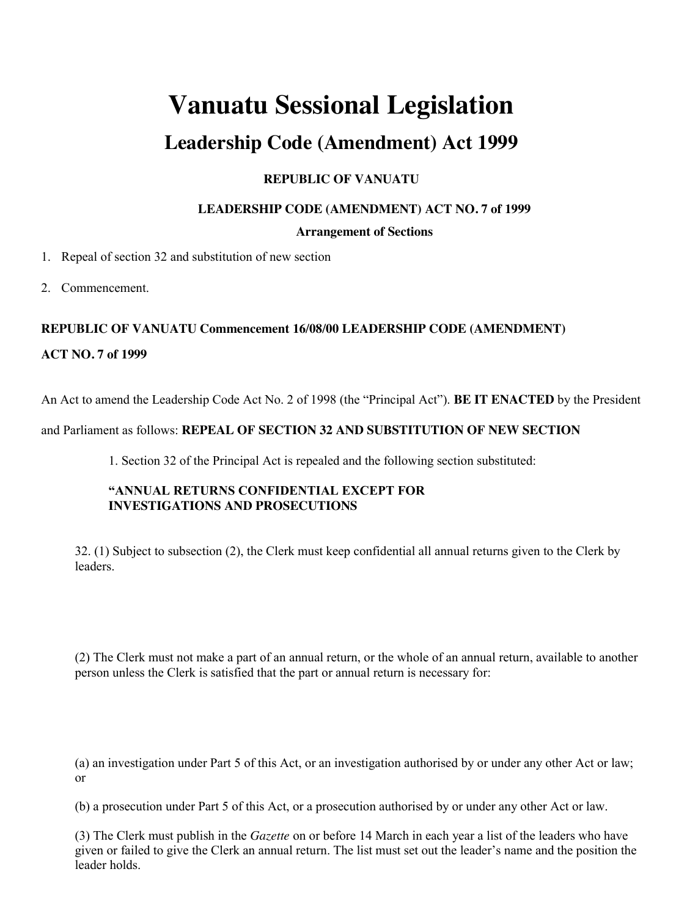# Vanuatu Sessional Legislation

## Leadership Code (Amendment) Act 1999

**REPUBLIC OF VANUATU**

**LEADERSHIP CODE (AMENDMENT) ACT NO. 7 of 1999**

**Arrangement of Sections**

1. Repeal of section 32 and substitution of new section
2. Commencement.

**REPUBLIC OF VANUATU Commencement 16/08/00 LEADERSHIP CODE (AMENDMENT) ACT NO. 7 of 1999**

An Act to amend the Leadership Code Act No. 2 of 1998 (the "Principal Act"). **BE IT ENACTED** by the President and Parliament as follows: **REPEAL OF SECTION 32 AND SUBSTITUTION OF NEW SECTION**

1. Section 32 of the Principal Act is repealed and the following section substituted:

**"ANNUAL RETURNS CONFIDENTIAL EXCEPT FOR INVESTIGATIONS AND PROSECUTIONS**

32. (1) Subject to subsection (2), the Clerk must keep confidential all annual returns given to the Clerk by leaders.

(2) The Clerk must not make a part of an annual return, or the whole of an annual return, available to another person unless the Clerk is satisfied that the part or annual return is necessary for:

(a) an investigation under Part 5 of this Act, or an investigation authorised by or under any other Act or law; or

(b) a prosecution under Part 5 of this Act, or a prosecution authorised by or under any other Act or law.

(3) The Clerk must publish in the *Gazette* on or before 14 March in each year a list of the leaders who have given or failed to give the Clerk an annual return. The list must set out the leader's name and the position the leader holds.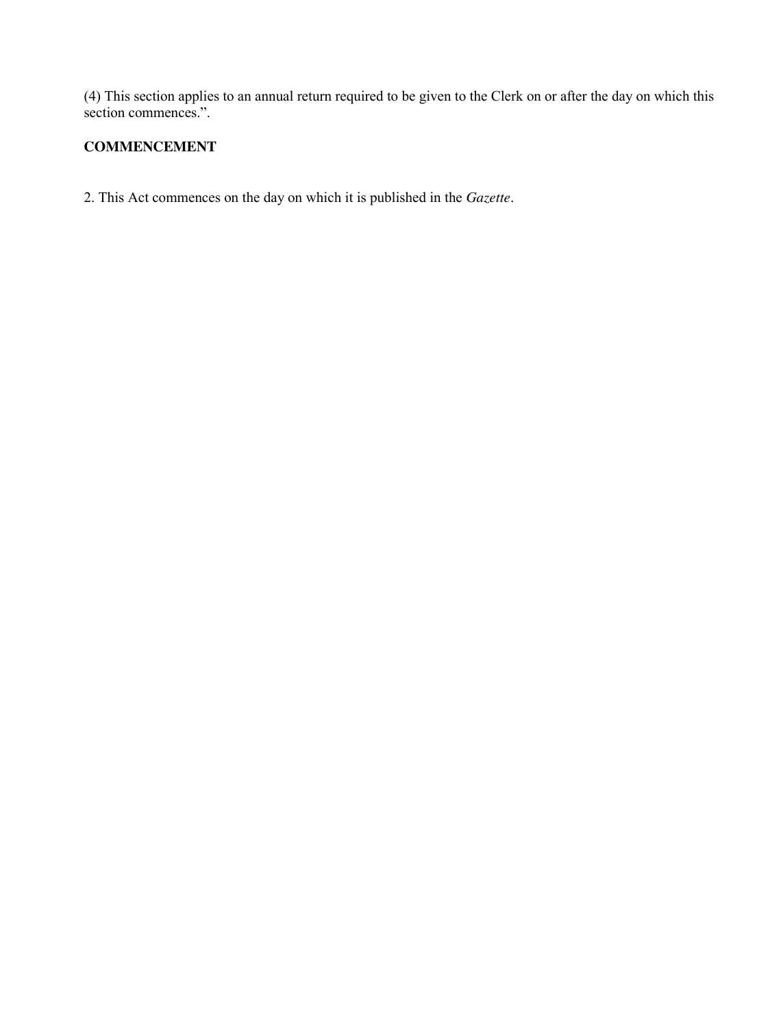(4) This section applies to an annual return required to be given to the Clerk on or after the day on which this section commences.”.

**COMMENCEMENT**

2. This Act commences on the day on which it is published in the *Gazette*.